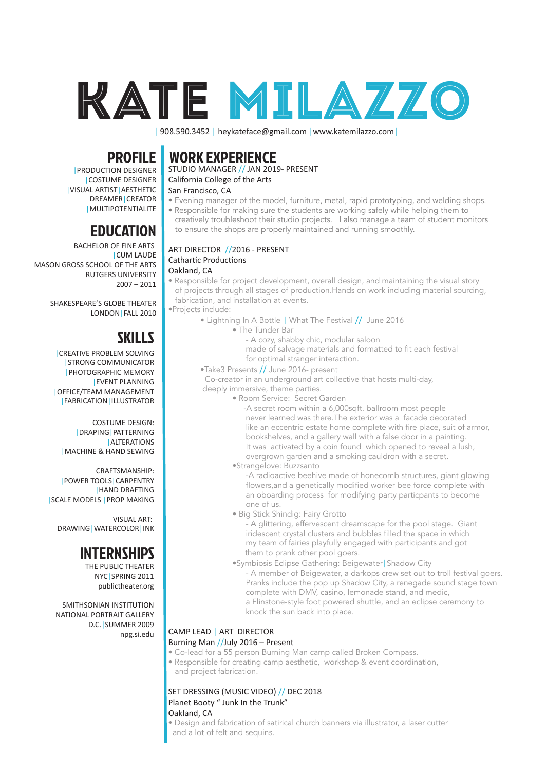# KATE MILAZZO

| 908.590.3452 | heykateface@gmail.com |www.katemilazzo.com|

## PROFILE

|PRODUCTION DESIGNER
|COSTUME DESIGNER
|VISUAL ARTIST|AESTHETIC DREAMER|CREATOR
|MULTIPOTENTIALITE

## EDUCATION

BACHELOR OF FINE ARTS
|CUM LAUDE
MASON GROSS SCHOOL OF THE ARTS
RUTGERS UNIVERSITY
2007 – 2011

SHAKESPEARE'S GLOBE THEATER
LONDON|FALL 2010

## SKILLS

|CREATIVE PROBLEM SOLVING
|STRONG COMMUNICATOR
|PHOTOGRAPHIC MEMORY
|EVENT PLANNING
|OFFICE/TEAM MANAGEMENT
|FABRICATION|ILLUSTRATOR

COSTUME DESIGN:
|DRAPING|PATTERNING
|ALTERATIONS
|MACHINE & HAND SEWING

CRAFTSMANSHIP:
|POWER TOOLS|CARPENTRY
|HAND DRAFTING
|SCALE MODELS |PROP MAKING

VISUAL ART:
DRAWING|WATERCOLOR|INK

## INTERNSHIPS

THE PUBLIC THEATER
NYC|SPRING 2011
publictheater.org

SMITHSONIAN INSTITUTION
NATIONAL PORTRAIT GALLERY
D.C.|SUMMER 2009
npg.si.edu

## WORK EXPERIENCE

STUDIO MANAGER // JAN 2019- PRESENT
California College of the Arts
San Francisco, CA

- Evening manager of the model, furniture, metal, rapid prototyping, and welding shops.
- Responsible for making sure the students are working safely while helping them to creatively troubleshoot their studio projects. I also manage a team of student monitors to ensure the shops are properly maintained and running smoothly.

ART DIRECTOR //2016 - PRESENT
Cathartic Productions
Oakland, CA

- Responsible for project development, overall design, and maintaining the visual story of projects through all stages of production.Hands on work including material sourcing, fabrication, and installation at events.
- Projects include:
  - Lightning In A Bottle | What The Festival // June 2016
    - The Tunder Bar
      - A cozy, shabby chic, modular saloon made of salvage materials and formatted to fit each festival for optimal stranger interaction.
  - Take3 Presents // June 2016- present
    Co-creator in an underground art collective that hosts multi-day, deeply immersive, theme parties.
    - Room Service: Secret Garden
      -A secret room within a 6,000sqft. ballroom most people never learned was there.The exterior was a facade decorated like an eccentric estate home complete with fire place, suit of armor, bookshelves, and a gallery wall with a false door in a painting. It was activated by a coin found which opened to reveal a lush, overgrown garden and a smoking cauldron with a secret.
    - Strangelove: Buzzsanto
      -A radioactive beehive made of honecomb structures, giant glowing flowers,and a genetically modified worker bee force complete with an oboarding process for modifying party particpants to become one of us.
    - Big Stick Shindig: Fairy Grotto
      - A glittering, effervescent dreamscape for the pool stage. Giant iridescent crystal clusters and bubbles filled the space in which my team of fairies playfully engaged with participants and got them to prank other pool goers.
    - Symbiosis Eclipse Gathering: Beigewater|Shadow City
      - A member of Beigewater, a darkops crew set out to troll festival goers. Pranks include the pop up Shadow City, a renegade sound stage town complete with DMV, casino, lemonade stand, and medic, a Flinstone-style foot powered shuttle, and an eclipse ceremony to knock the sun back into place.

CAMP LEAD | ART DIRECTOR
Burning Man //July 2016 – Present

- Co-lead for a 55 person Burning Man camp called Broken Compass.
- Responsible for creating camp aesthetic, workshop & event coordination, and project fabrication.

SET DRESSING (MUSIC VIDEO) // DEC 2018
Planet Booty " Junk In the Trunk"
Oakland, CA

- Design and fabrication of satirical church banners via illustrator, a laser cutter and a lot of felt and sequins.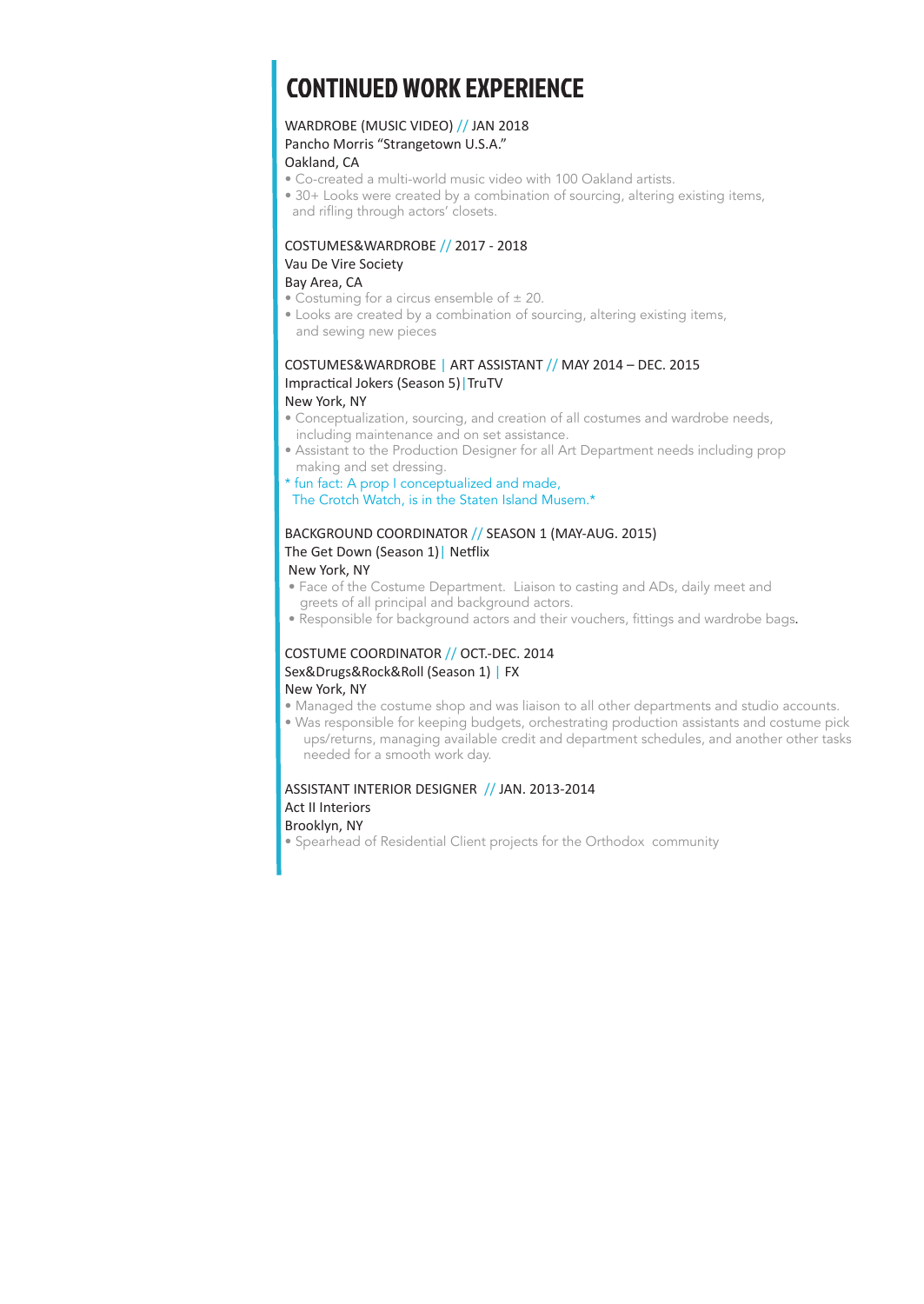# CONTINUED WORK EXPERIENCE

WARDROBE (MUSIC VIDEO) // JAN 2018
Pancho Morris "Strangetown U.S.A."
Oakland, CA

- Co-created a multi-world music video with 100 Oakland artists.
- 30+ Looks were created by a combination of sourcing, altering existing items, and rifling through actors' closets.

COSTUMES&WARDROBE // 2017 - 2018
Vau De Vire Society
Bay Area, CA

- Costuming for a circus ensemble of ± 20.
- Looks are created by a combination of sourcing, altering existing items, and sewing new pieces

COSTUMES&WARDROBE | ART ASSISTANT // MAY 2014 – DEC. 2015
Impractical Jokers (Season 5) | TruTV
New York, NY

- Conceptualization, sourcing, and creation of all costumes and wardrobe needs, including maintenance and on set assistance.
- Assistant to the Production Designer for all Art Department needs including prop making and set dressing.

* fun fact: A prop I conceptualized and made, The Crotch Watch, is in the Staten Island Musem.*

BACKGROUND COORDINATOR // SEASON 1 (MAY-AUG. 2015)
The Get Down (Season 1) | Netflix
New York, NY

- Face of the Costume Department. Liaison to casting and ADs, daily meet and greets of all principal and background actors.
- Responsible for background actors and their vouchers, fittings and wardrobe bags.

COSTUME COORDINATOR // OCT.-DEC. 2014
Sex&Drugs&Rock&Roll (Season 1) | FX
New York, NY

- Managed the costume shop and was liaison to all other departments and studio accounts.
- Was responsible for keeping budgets, orchestrating production assistants and costume pick ups/returns, managing available credit and department schedules, and another other tasks needed for a smooth work day.

ASSISTANT INTERIOR DESIGNER // JAN. 2013-2014
Act II Interiors
Brooklyn, NY

- Spearhead of Residential Client projects for the Orthodox community